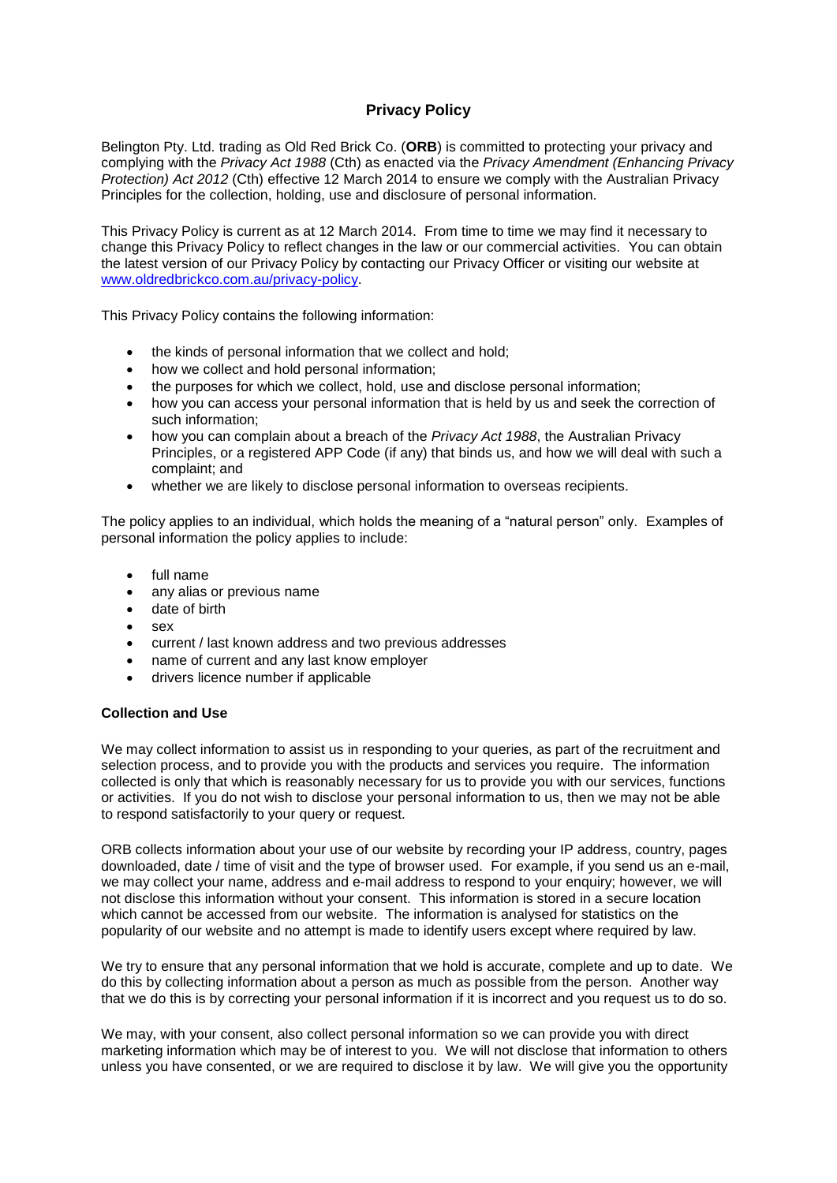# Privacy Policy

Belington Pty. Ltd. trading as Old Red Brick Co. (**ORB**) is committed to protecting your privacy and complying with the *Privacy Act 1988* (Cth) as enacted via the *Privacy Amendment (Enhancing Privacy Protection) Act 2012* (Cth) effective 12 March 2014 to ensure we comply with the Australian Privacy Principles for the collection, holding, use and disclosure of personal information.

This Privacy Policy is current as at 12 March 2014. From time to time we may find it necessary to change this Privacy Policy to reflect changes in the law or our commercial activities. You can obtain the latest version of our Privacy Policy by contacting our Privacy Officer or visiting our website at [www.oldredbrickco.com.au/privacy-policy](www.oldredbrickco.com.au/privacy-policy).

This Privacy Policy contains the following information:

- the kinds of personal information that we collect and hold;
- how we collect and hold personal information;
- the purposes for which we collect, hold, use and disclose personal information;
- how you can access your personal information that is held by us and seek the correction of such information;
- how you can complain about a breach of the *Privacy Act 1988*, the Australian Privacy Principles, or a registered APP Code (if any) that binds us, and how we will deal with such a complaint; and
- whether we are likely to disclose personal information to overseas recipients.

The policy applies to an individual, which holds the meaning of a "natural person" only. Examples of personal information the policy applies to include:

- full name
- any alias or previous name
- date of birth
- sex
- current / last known address and two previous addresses
- name of current and any last know employer
- drivers licence number if applicable

**Collection and Use**

We may collect information to assist us in responding to your queries, as part of the recruitment and selection process, and to provide you with the products and services you require. The information collected is only that which is reasonably necessary for us to provide you with our services, functions or activities. If you do not wish to disclose your personal information to us, then we may not be able to respond satisfactorily to your query or request.

ORB collects information about your use of our website by recording your IP address, country, pages downloaded, date / time of visit and the type of browser used. For example, if you send us an e-mail, we may collect your name, address and e-mail address to respond to your enquiry; however, we will not disclose this information without your consent. This information is stored in a secure location which cannot be accessed from our website. The information is analysed for statistics on the popularity of our website and no attempt is made to identify users except where required by law.

We try to ensure that any personal information that we hold is accurate, complete and up to date. We do this by collecting information about a person as much as possible from the person. Another way that we do this is by correcting your personal information if it is incorrect and you request us to do so.

We may, with your consent, also collect personal information so we can provide you with direct marketing information which may be of interest to you. We will not disclose that information to others unless you have consented, or we are required to disclose it by law. We will give you the opportunity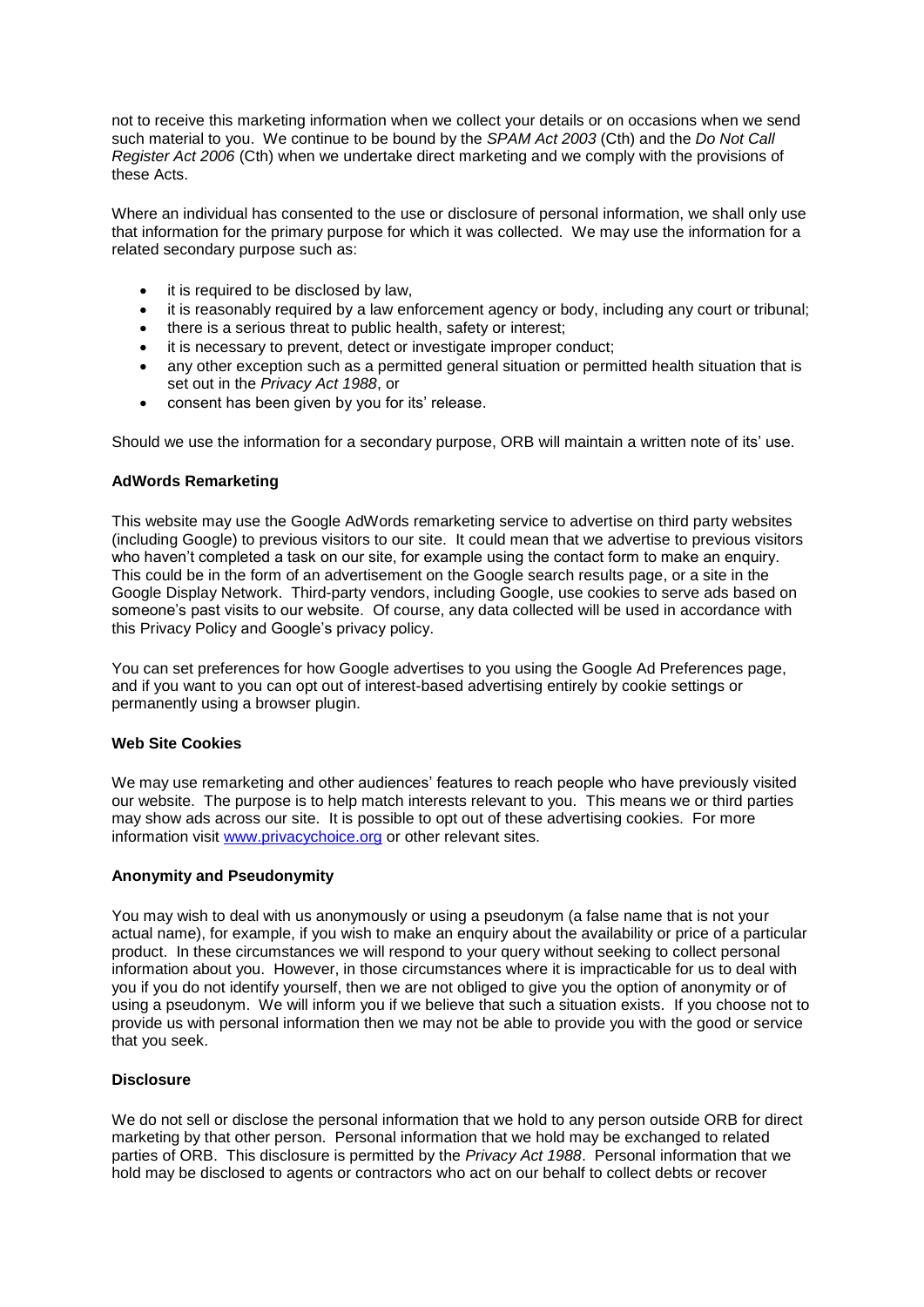not to receive this marketing information when we collect your details or on occasions when we send such material to you. We continue to be bound by the *SPAM Act 2003* (Cth) and the *Do Not Call Register Act 2006* (Cth) when we undertake direct marketing and we comply with the provisions of these Acts.

Where an individual has consented to the use or disclosure of personal information, we shall only use that information for the primary purpose for which it was collected. We may use the information for a related secondary purpose such as:

- it is required to be disclosed by law,
- it is reasonably required by a law enforcement agency or body, including any court or tribunal;
- there is a serious threat to public health, safety or interest;
- it is necessary to prevent, detect or investigate improper conduct;
- any other exception such as a permitted general situation or permitted health situation that is set out in the *Privacy Act 1988*, or
- consent has been given by you for its' release.

Should we use the information for a secondary purpose, ORB will maintain a written note of its' use.

**AdWords Remarketing**

This website may use the Google AdWords remarketing service to advertise on third party websites (including Google) to previous visitors to our site. It could mean that we advertise to previous visitors who haven't completed a task on our site, for example using the contact form to make an enquiry. This could be in the form of an advertisement on the Google search results page, or a site in the Google Display Network. Third-party vendors, including Google, use cookies to serve ads based on someone's past visits to our website. Of course, any data collected will be used in accordance with this Privacy Policy and Google's privacy policy.

You can set preferences for how Google advertises to you using the Google Ad Preferences page, and if you want to you can opt out of interest-based advertising entirely by cookie settings or permanently using a browser plugin.

**Web Site Cookies**

We may use remarketing and other audiences' features to reach people who have previously visited our website. The purpose is to help match interests relevant to you. This means we or third parties may show ads across our site. It is possible to opt out of these advertising cookies. For more information visit [www.privacychoice.org](www.privacychoice.org) or other relevant sites.

**Anonymity and Pseudonymity**

You may wish to deal with us anonymously or using a pseudonym (a false name that is not your actual name), for example, if you wish to make an enquiry about the availability or price of a particular product. In these circumstances we will respond to your query without seeking to collect personal information about you. However, in those circumstances where it is impracticable for us to deal with you if you do not identify yourself, then we are not obliged to give you the option of anonymity or of using a pseudonym. We will inform you if we believe that such a situation exists. If you choose not to provide us with personal information then we may not be able to provide you with the good or service that you seek.

**Disclosure**

We do not sell or disclose the personal information that we hold to any person outside ORB for direct marketing by that other person. Personal information that we hold may be exchanged to related parties of ORB. This disclosure is permitted by the *Privacy Act 1988*. Personal information that we hold may be disclosed to agents or contractors who act on our behalf to collect debts or recover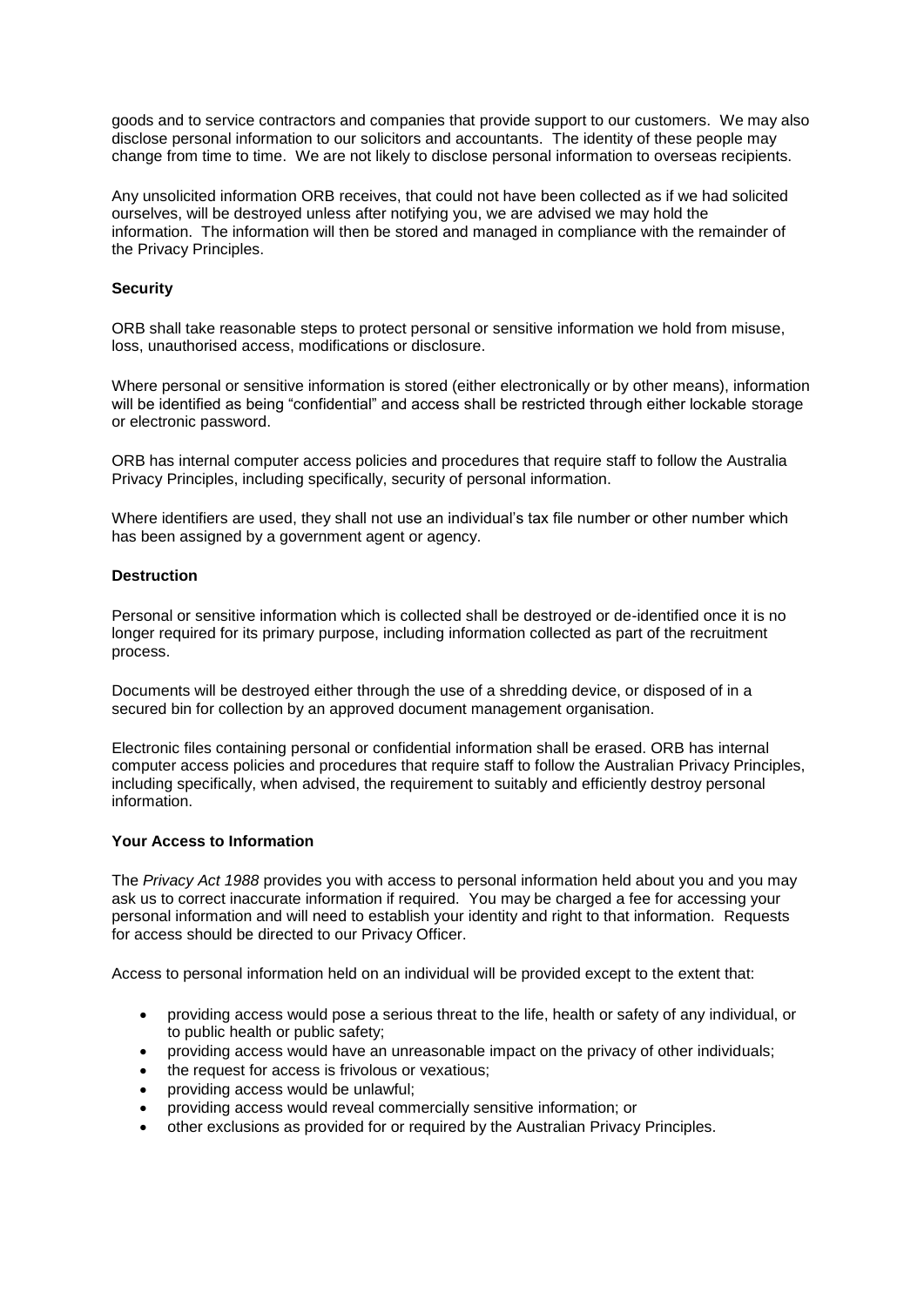goods and to service contractors and companies that provide support to our customers. We may also disclose personal information to our solicitors and accountants. The identity of these people may change from time to time. We are not likely to disclose personal information to overseas recipients.

Any unsolicited information ORB receives, that could not have been collected as if we had solicited ourselves, will be destroyed unless after notifying you, we are advised we may hold the information. The information will then be stored and managed in compliance with the remainder of the Privacy Principles.

**Security**

ORB shall take reasonable steps to protect personal or sensitive information we hold from misuse, loss, unauthorised access, modifications or disclosure.

Where personal or sensitive information is stored (either electronically or by other means), information will be identified as being "confidential" and access shall be restricted through either lockable storage or electronic password.

ORB has internal computer access policies and procedures that require staff to follow the Australia Privacy Principles, including specifically, security of personal information.

Where identifiers are used, they shall not use an individual's tax file number or other number which has been assigned by a government agent or agency.

**Destruction**

Personal or sensitive information which is collected shall be destroyed or de-identified once it is no longer required for its primary purpose, including information collected as part of the recruitment process.

Documents will be destroyed either through the use of a shredding device, or disposed of in a secured bin for collection by an approved document management organisation.

Electronic files containing personal or confidential information shall be erased. ORB has internal computer access policies and procedures that require staff to follow the Australian Privacy Principles, including specifically, when advised, the requirement to suitably and efficiently destroy personal information.

**Your Access to Information**

The *Privacy Act 1988* provides you with access to personal information held about you and you may ask us to correct inaccurate information if required. You may be charged a fee for accessing your personal information and will need to establish your identity and right to that information. Requests for access should be directed to our Privacy Officer.

Access to personal information held on an individual will be provided except to the extent that:

- providing access would pose a serious threat to the life, health or safety of any individual, or to public health or public safety;
- providing access would have an unreasonable impact on the privacy of other individuals;
- the request for access is frivolous or vexatious;
- providing access would be unlawful;
- providing access would reveal commercially sensitive information; or
- other exclusions as provided for or required by the Australian Privacy Principles.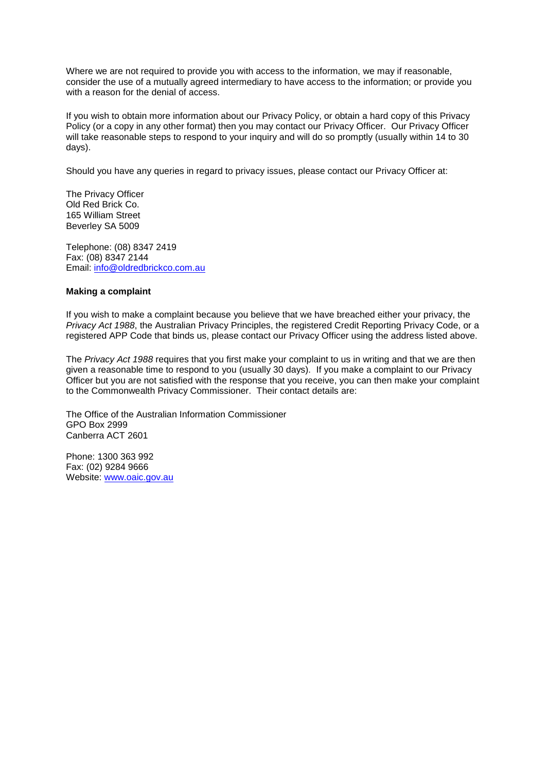Where we are not required to provide you with access to the information, we may if reasonable, consider the use of a mutually agreed intermediary to have access to the information; or provide you with a reason for the denial of access.

If you wish to obtain more information about our Privacy Policy, or obtain a hard copy of this Privacy Policy (or a copy in any other format) then you may contact our Privacy Officer. Our Privacy Officer will take reasonable steps to respond to your inquiry and will do so promptly (usually within 14 to 30 days).

Should you have any queries in regard to privacy issues, please contact our Privacy Officer at:

The Privacy Officer
Old Red Brick Co.
165 William Street
Beverley SA 5009

Telephone: (08) 8347 2419
Fax: (08) 8347 2144
Email: info@oldredbrickco.com.au

**Making a complaint**

If you wish to make a complaint because you believe that we have breached either your privacy, the *Privacy Act 1988*, the Australian Privacy Principles, the registered Credit Reporting Privacy Code, or a registered APP Code that binds us, please contact our Privacy Officer using the address listed above.

The *Privacy Act 1988* requires that you first make your complaint to us in writing and that we are then given a reasonable time to respond to you (usually 30 days). If you make a complaint to our Privacy Officer but you are not satisfied with the response that you receive, you can then make your complaint to the Commonwealth Privacy Commissioner. Their contact details are:

The Office of the Australian Information Commissioner
GPO Box 2999
Canberra ACT 2601

Phone: 1300 363 992
Fax: (02) 9284 9666
Website: www.oaic.gov.au